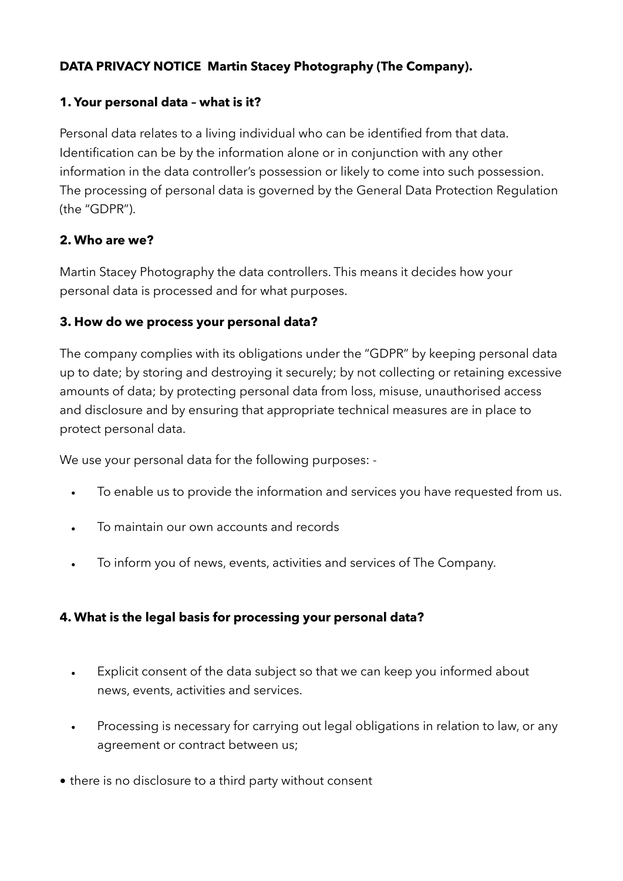**DATA PRIVACY NOTICE Martin Stacey Photography (The Company).**

**1. Your personal data – what is it?**

Personal data relates to a living individual who can be identified from that data. Identification can be by the information alone or in conjunction with any other information in the data controller's possession or likely to come into such possession. The processing of personal data is governed by the General Data Protection Regulation (the "GDPR").

**2. Who are we?**

Martin Stacey Photography the data controllers. This means it decides how your personal data is processed and for what purposes.

**3. How do we process your personal data?**

The company complies with its obligations under the "GDPR" by keeping personal data up to date; by storing and destroying it securely; by not collecting or retaining excessive amounts of data; by protecting personal data from loss, misuse, unauthorised access and disclosure and by ensuring that appropriate technical measures are in place to protect personal data.

We use your personal data for the following purposes: -

- To enable us to provide the information and services you have requested from us.
- To maintain our own accounts and records
- To inform you of news, events, activities and services of The Company.

**4. What is the legal basis for processing your personal data?**

- Explicit consent of the data subject so that we can keep you informed about news, events, activities and services.
- Processing is necessary for carrying out legal obligations in relation to law, or any agreement or contract between us;

- there is no disclosure to a third party without consent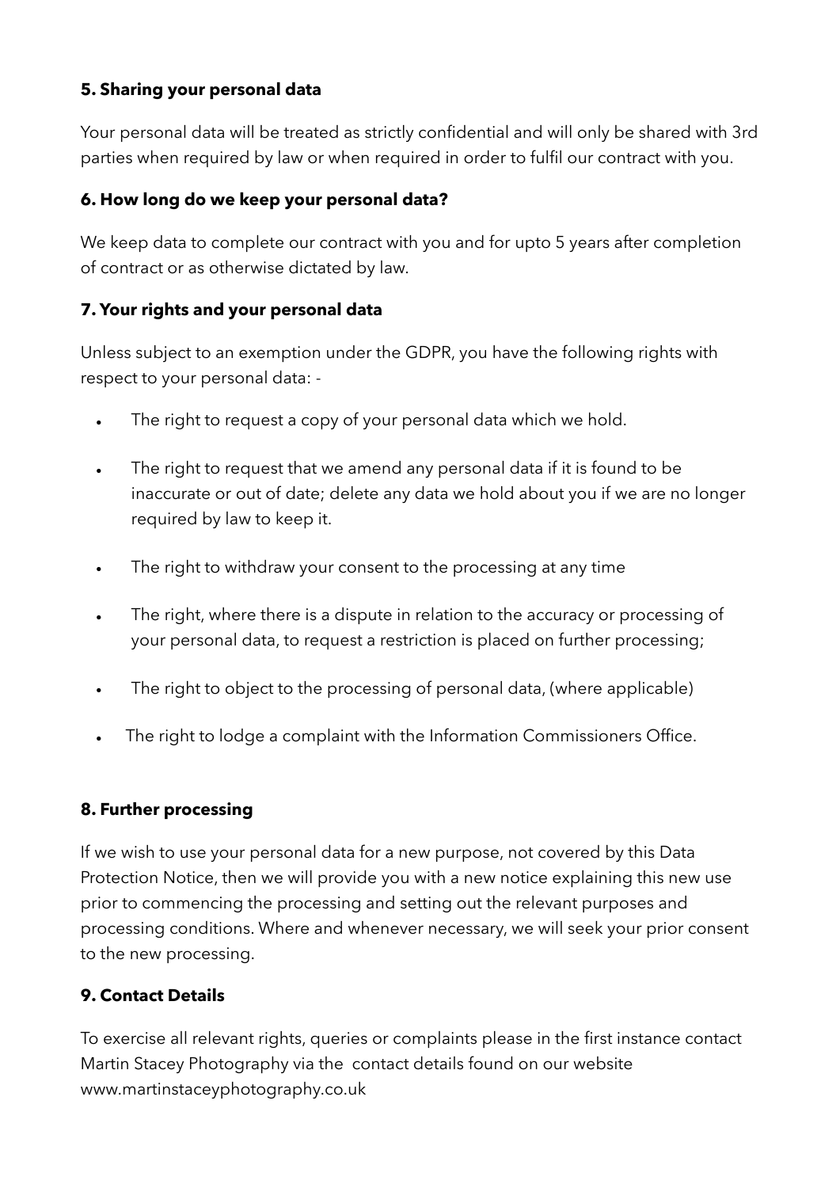**5. Sharing your personal data**

Your personal data will be treated as strictly confidential and will only be shared with 3rd parties when required by law or when required in order to fulfil our contract with you.

**6. How long do we keep your personal data?**

We keep data to complete our contract with you and for upto 5 years after completion of contract or as otherwise dictated by law.

**7. Your rights and your personal data**

Unless subject to an exemption under the GDPR, you have the following rights with respect to your personal data: -

- The right to request a copy of your personal data which we hold.
- The right to request that we amend any personal data if it is found to be inaccurate or out of date; delete any data we hold about you if we are no longer required by law to keep it.
- The right to withdraw your consent to the processing at any time
- The right, where there is a dispute in relation to the accuracy or processing of your personal data, to request a restriction is placed on further processing;
- The right to object to the processing of personal data, (where applicable)
- The right to lodge a complaint with the Information Commissioners Office.

**8. Further processing**

If we wish to use your personal data for a new purpose, not covered by this Data Protection Notice, then we will provide you with a new notice explaining this new use prior to commencing the processing and setting out the relevant purposes and processing conditions. Where and whenever necessary, we will seek your prior consent to the new processing.

**9. Contact Details**

To exercise all relevant rights, queries or complaints please in the first instance contact Martin Stacey Photography via the contact details found on our website www.martinstaceyphotography.co.uk